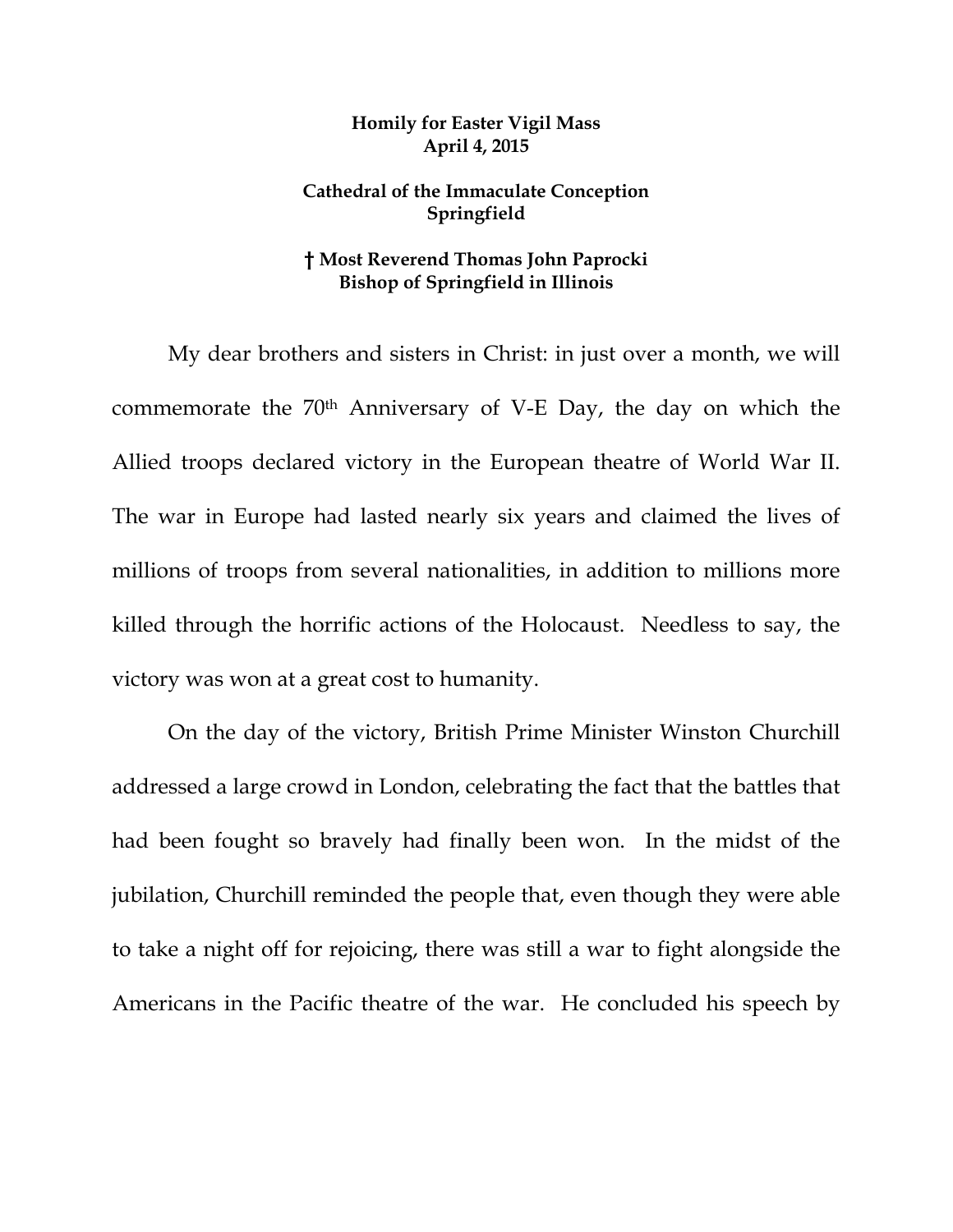**Homily for Easter Vigil Mass**
**April 4, 2015**

**Cathedral of the Immaculate Conception**
**Springfield**

**† Most Reverend Thomas John Paprocki**
**Bishop of Springfield in Illinois**

My dear brothers and sisters in Christ: in just over a month, we will commemorate the 70th Anniversary of V-E Day, the day on which the Allied troops declared victory in the European theatre of World War II. The war in Europe had lasted nearly six years and claimed the lives of millions of troops from several nationalities, in addition to millions more killed through the horrific actions of the Holocaust. Needless to say, the victory was won at a great cost to humanity.

On the day of the victory, British Prime Minister Winston Churchill addressed a large crowd in London, celebrating the fact that the battles that had been fought so bravely had finally been won. In the midst of the jubilation, Churchill reminded the people that, even though they were able to take a night off for rejoicing, there was still a war to fight alongside the Americans in the Pacific theatre of the war. He concluded his speech by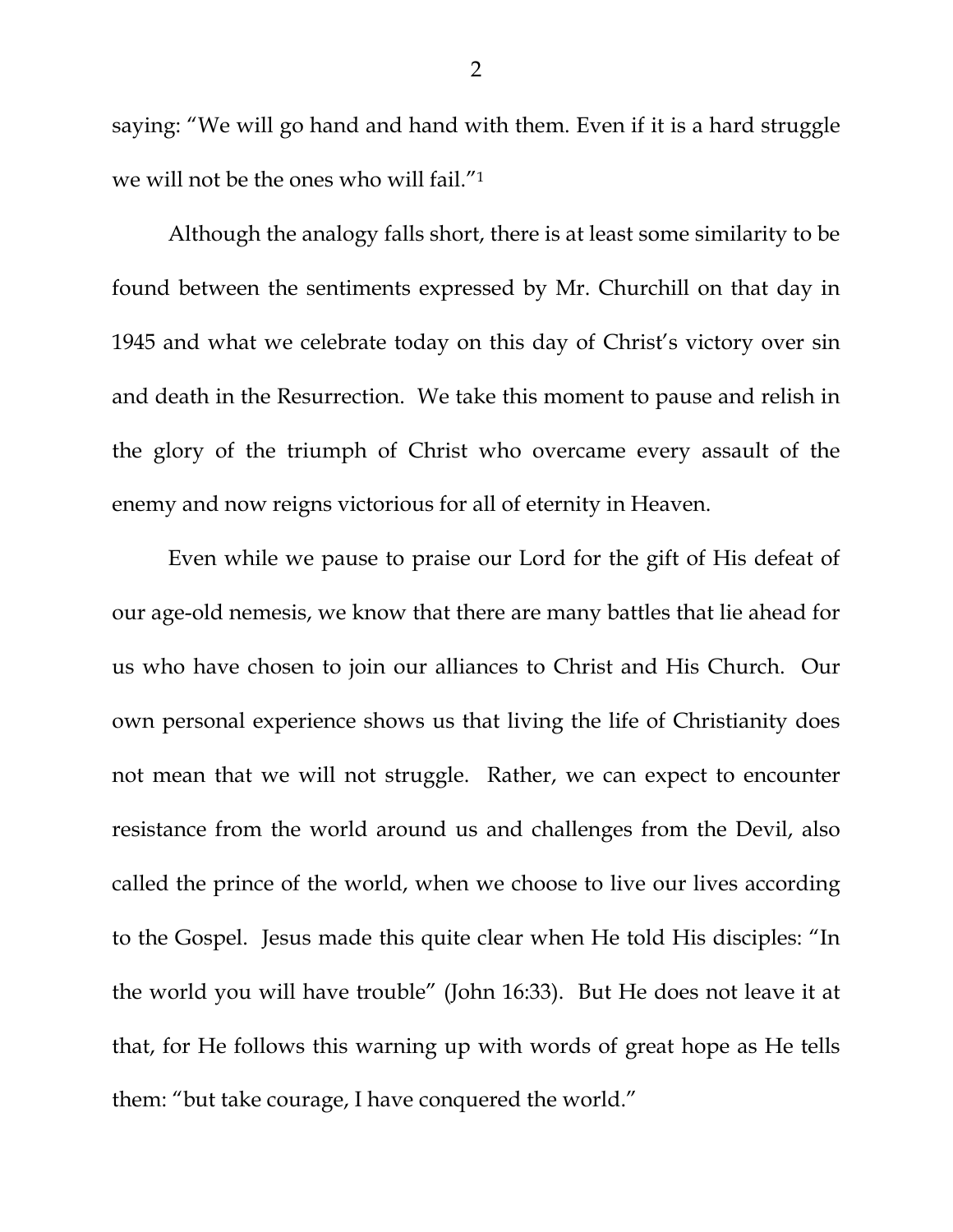saying: "We will go hand and hand with them. Even if it is a hard struggle we will not be the ones who will fail."[1]

Although the analogy falls short, there is at least some similarity to be found between the sentiments expressed by Mr. Churchill on that day in 1945 and what we celebrate today on this day of Christ's victory over sin and death in the Resurrection. We take this moment to pause and relish in the glory of the triumph of Christ who overcame every assault of the enemy and now reigns victorious for all of eternity in Heaven.

Even while we pause to praise our Lord for the gift of His defeat of our age-old nemesis, we know that there are many battles that lie ahead for us who have chosen to join our alliances to Christ and His Church. Our own personal experience shows us that living the life of Christianity does not mean that we will not struggle. Rather, we can expect to encounter resistance from the world around us and challenges from the Devil, also called the prince of the world, when we choose to live our lives according to the Gospel. Jesus made this quite clear when He told His disciples: "In the world you will have trouble" (John 16:33). But He does not leave it at that, for He follows this warning up with words of great hope as He tells them: "but take courage, I have conquered the world."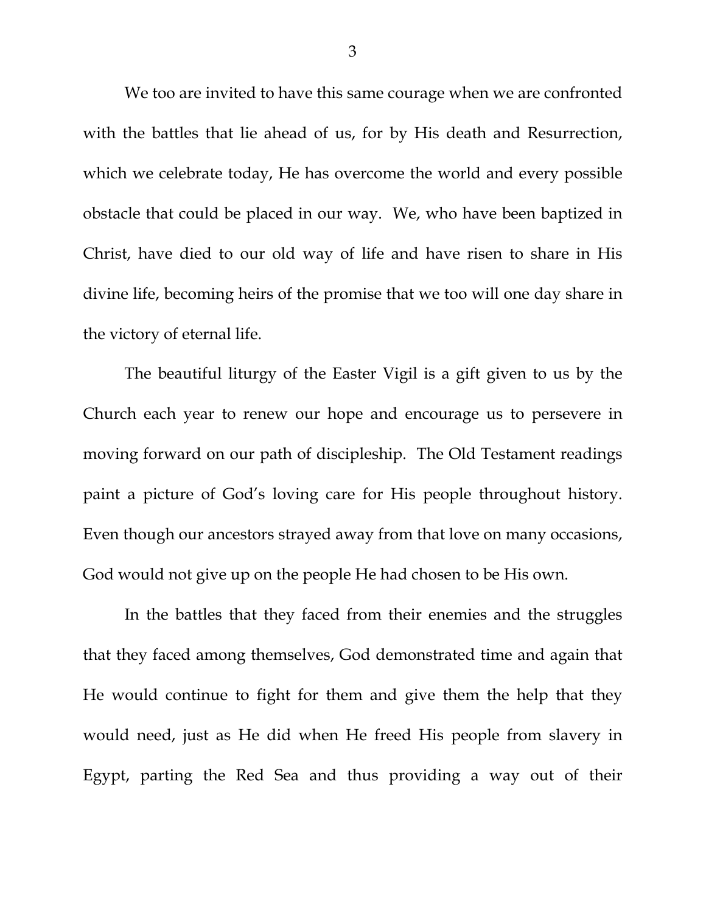We too are invited to have this same courage when we are confronted with the battles that lie ahead of us, for by His death and Resurrection, which we celebrate today, He has overcome the world and every possible obstacle that could be placed in our way. We, who have been baptized in Christ, have died to our old way of life and have risen to share in His divine life, becoming heirs of the promise that we too will one day share in the victory of eternal life.

The beautiful liturgy of the Easter Vigil is a gift given to us by the Church each year to renew our hope and encourage us to persevere in moving forward on our path of discipleship. The Old Testament readings paint a picture of God's loving care for His people throughout history. Even though our ancestors strayed away from that love on many occasions, God would not give up on the people He had chosen to be His own.

In the battles that they faced from their enemies and the struggles that they faced among themselves, God demonstrated time and again that He would continue to fight for them and give them the help that they would need, just as He did when He freed His people from slavery in Egypt, parting the Red Sea and thus providing a way out of their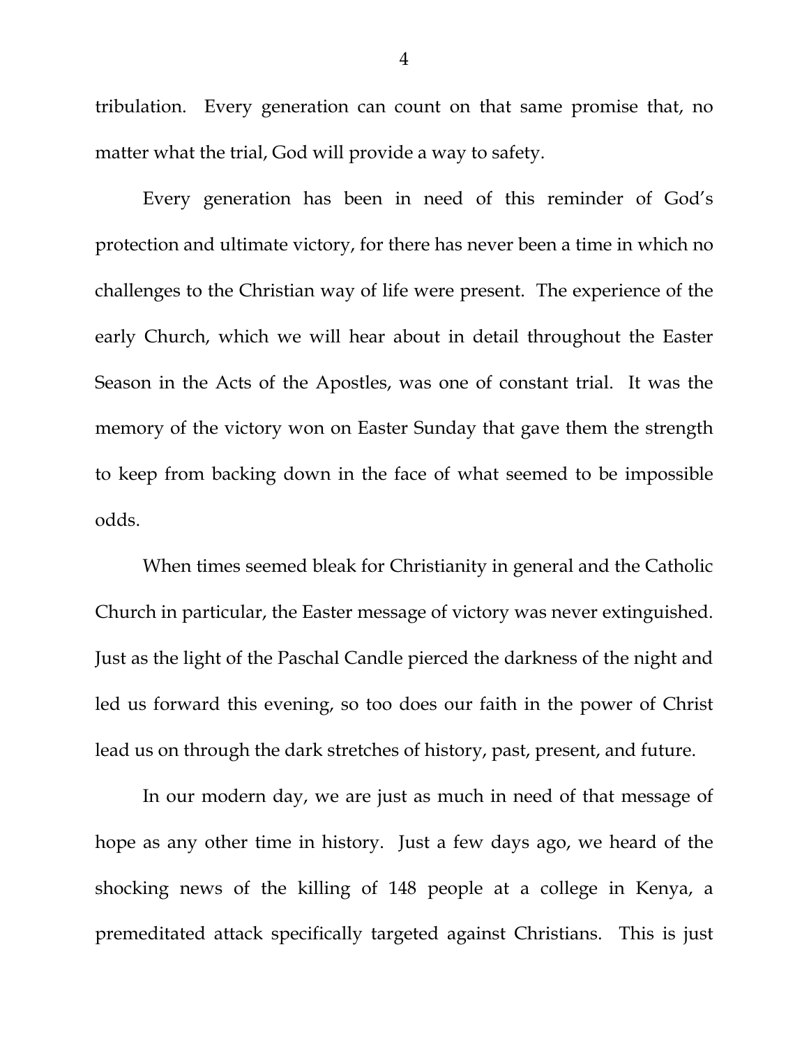tribulation. Every generation can count on that same promise that, no matter what the trial, God will provide a way to safety.

Every generation has been in need of this reminder of God's protection and ultimate victory, for there has never been a time in which no challenges to the Christian way of life were present. The experience of the early Church, which we will hear about in detail throughout the Easter Season in the Acts of the Apostles, was one of constant trial. It was the memory of the victory won on Easter Sunday that gave them the strength to keep from backing down in the face of what seemed to be impossible odds.

When times seemed bleak for Christianity in general and the Catholic Church in particular, the Easter message of victory was never extinguished. Just as the light of the Paschal Candle pierced the darkness of the night and led us forward this evening, so too does our faith in the power of Christ lead us on through the dark stretches of history, past, present, and future.

In our modern day, we are just as much in need of that message of hope as any other time in history. Just a few days ago, we heard of the shocking news of the killing of 148 people at a college in Kenya, a premeditated attack specifically targeted against Christians. This is just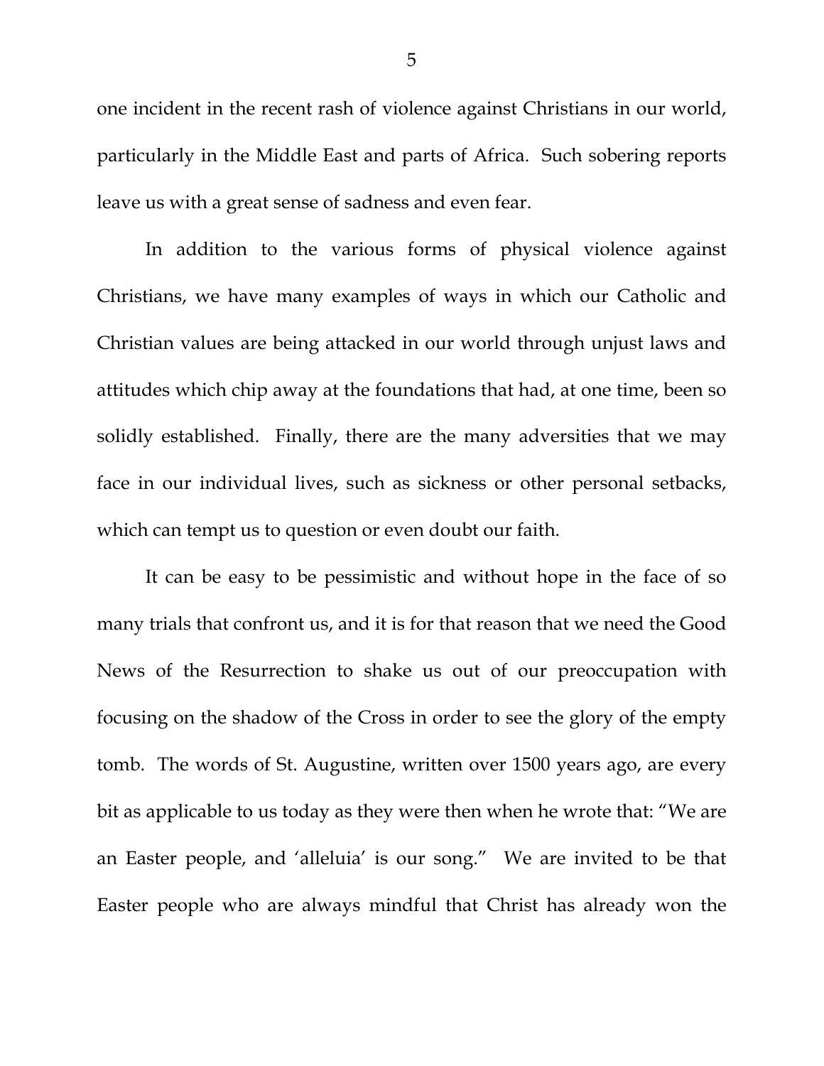one incident in the recent rash of violence against Christians in our world, particularly in the Middle East and parts of Africa. Such sobering reports leave us with a great sense of sadness and even fear.

In addition to the various forms of physical violence against Christians, we have many examples of ways in which our Catholic and Christian values are being attacked in our world through unjust laws and attitudes which chip away at the foundations that had, at one time, been so solidly established. Finally, there are the many adversities that we may face in our individual lives, such as sickness or other personal setbacks, which can tempt us to question or even doubt our faith.

It can be easy to be pessimistic and without hope in the face of so many trials that confront us, and it is for that reason that we need the Good News of the Resurrection to shake us out of our preoccupation with focusing on the shadow of the Cross in order to see the glory of the empty tomb. The words of St. Augustine, written over 1500 years ago, are every bit as applicable to us today as they were then when he wrote that: "We are an Easter people, and 'alleluia' is our song." We are invited to be that Easter people who are always mindful that Christ has already won the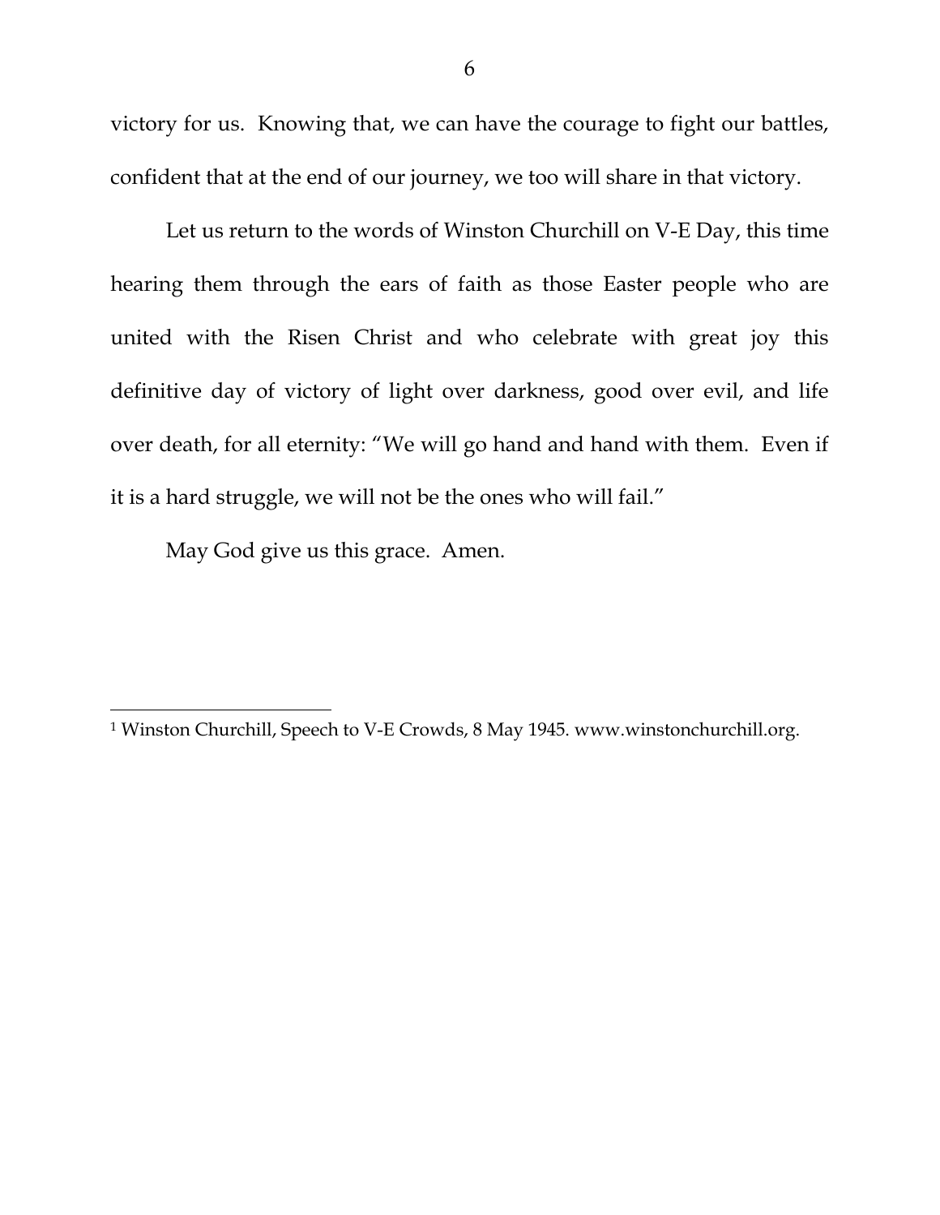victory for us. Knowing that, we can have the courage to fight our battles, confident that at the end of our journey, we too will share in that victory.

Let us return to the words of Winston Churchill on V-E Day, this time hearing them through the ears of faith as those Easter people who are united with the Risen Christ and who celebrate with great joy this definitive day of victory of light over darkness, good over evil, and life over death, for all eternity: "We will go hand and hand with them. Even if it is a hard struggle, we will not be the ones who will fail."

May God give us this grace. Amen.

---

[1] Winston Churchill, Speech to V-E Crowds, 8 May 1945. www.winstonchurchill.org.